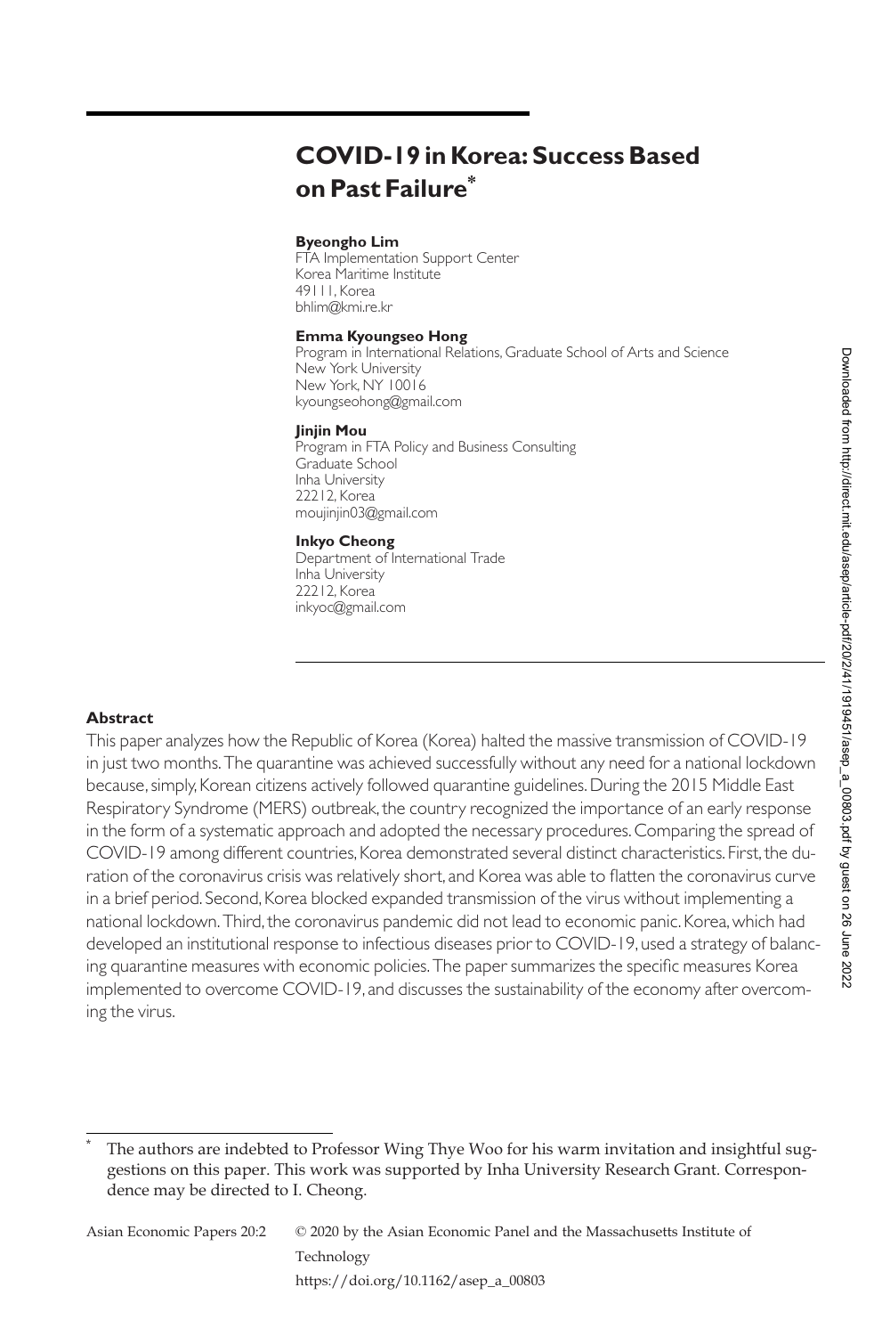# COVID-19 in Korea: Success Based on Past Failure*

**Byeongho Lim**
FTA Implementation Support Center
Korea Maritime Institute
49111, Korea
bhlim@kmi.re.kr

**Emma Kyoungseo Hong**
Program in International Relations, Graduate School of Arts and Science
New York University
New York, NY 10016
kyoungseohong@gmail.com

**Jinjin Mou**
Program in FTA Policy and Business Consulting
Graduate School
Inha University
22212, Korea
moujinjin03@gmail.com

**Inkyo Cheong**
Department of International Trade
Inha University
22212, Korea
inkyoc@gmail.com

## Abstract

This paper analyzes how the Republic of Korea (Korea) halted the massive transmission of COVID-19 in just two months. The quarantine was achieved successfully without any need for a national lockdown because, simply, Korean citizens actively followed quarantine guidelines. During the 2015 Middle East Respiratory Syndrome (MERS) outbreak, the country recognized the importance of an early response in the form of a systematic approach and adopted the necessary procedures. Comparing the spread of COVID-19 among different countries, Korea demonstrated several distinct characteristics. First, the duration of the coronavirus crisis was relatively short, and Korea was able to flatten the coronavirus curve in a brief period. Second, Korea blocked expanded transmission of the virus without implementing a national lockdown. Third, the coronavirus pandemic did not lead to economic panic. Korea, which had developed an institutional response to infectious diseases prior to COVID-19, used a strategy of balancing quarantine measures with economic policies. The paper summarizes the specific measures Korea implemented to overcome COVID-19, and discusses the sustainability of the economy after overcoming the virus.

---

* The authors are indebted to Professor Wing Thye Woo for his warm invitation and insightful suggestions on this paper. This work was supported by Inha University Research Grant. Correspondence may be directed to I. Cheong.

© 2020 by the Asian Economic Panel and the Massachusetts Institute of Technology
https://doi.org/10.1162/asep_a_00803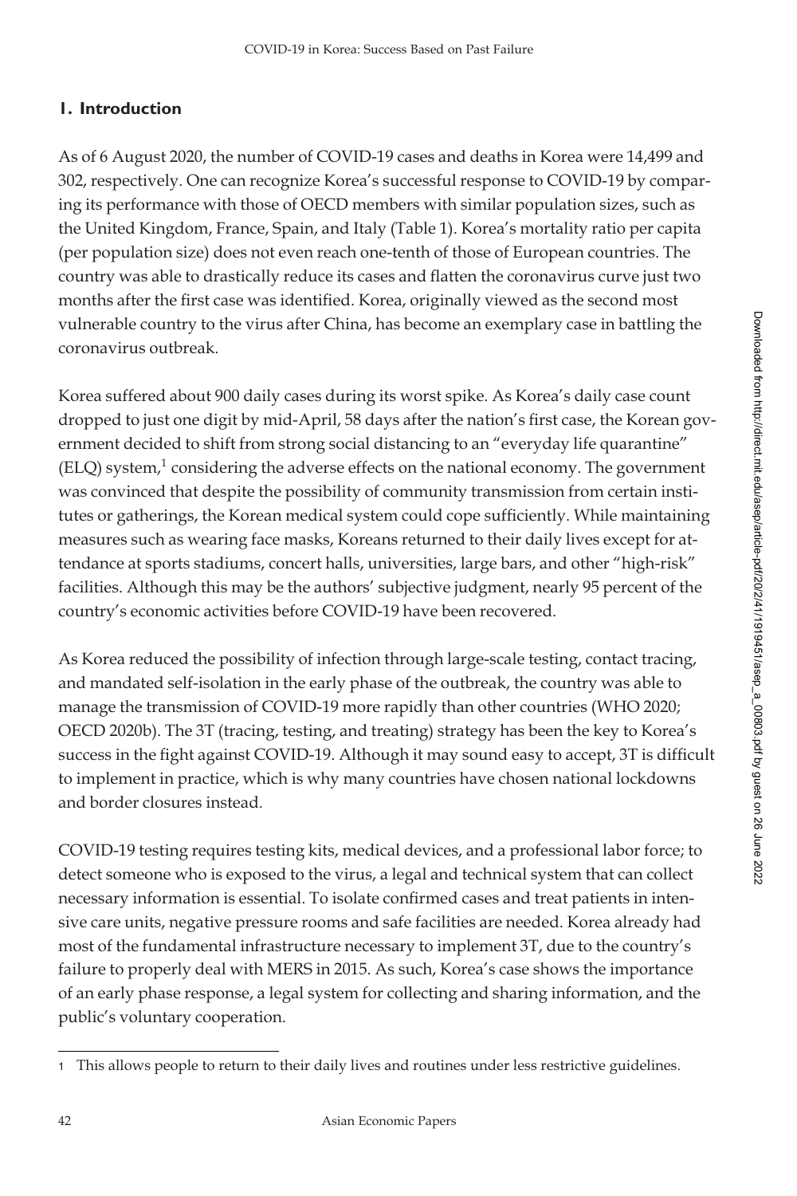## 1. Introduction

As of 6 August 2020, the number of COVID-19 cases and deaths in Korea were 14,499 and 302, respectively. One can recognize Korea's successful response to COVID-19 by comparing its performance with those of OECD members with similar population sizes, such as the United Kingdom, France, Spain, and Italy (Table 1). Korea's mortality ratio per capita (per population size) does not even reach one-tenth of those of European countries. The country was able to drastically reduce its cases and flatten the coronavirus curve just two months after the first case was identified. Korea, originally viewed as the second most vulnerable country to the virus after China, has become an exemplary case in battling the coronavirus outbreak.

Korea suffered about 900 daily cases during its worst spike. As Korea's daily case count dropped to just one digit by mid-April, 58 days after the nation's first case, the Korean government decided to shift from strong social distancing to an "everyday life quarantine" (ELQ) system,[1] considering the adverse effects on the national economy. The government was convinced that despite the possibility of community transmission from certain institutes or gatherings, the Korean medical system could cope sufficiently. While maintaining measures such as wearing face masks, Koreans returned to their daily lives except for attendance at sports stadiums, concert halls, universities, large bars, and other "high-risk" facilities. Although this may be the authors' subjective judgment, nearly 95 percent of the country's economic activities before COVID-19 have been recovered.

As Korea reduced the possibility of infection through large-scale testing, contact tracing, and mandated self-isolation in the early phase of the outbreak, the country was able to manage the transmission of COVID-19 more rapidly than other countries (WHO 2020; OECD 2020b). The 3T (tracing, testing, and treating) strategy has been the key to Korea's success in the fight against COVID-19. Although it may sound easy to accept, 3T is difficult to implement in practice, which is why many countries have chosen national lockdowns and border closures instead.

COVID-19 testing requires testing kits, medical devices, and a professional labor force; to detect someone who is exposed to the virus, a legal and technical system that can collect necessary information is essential. To isolate confirmed cases and treat patients in intensive care units, negative pressure rooms and safe facilities are needed. Korea already had most of the fundamental infrastructure necessary to implement 3T, due to the country's failure to properly deal with MERS in 2015. As such, Korea's case shows the importance of an early phase response, a legal system for collecting and sharing information, and the public's voluntary cooperation.

---

1 This allows people to return to their daily lives and routines under less restrictive guidelines.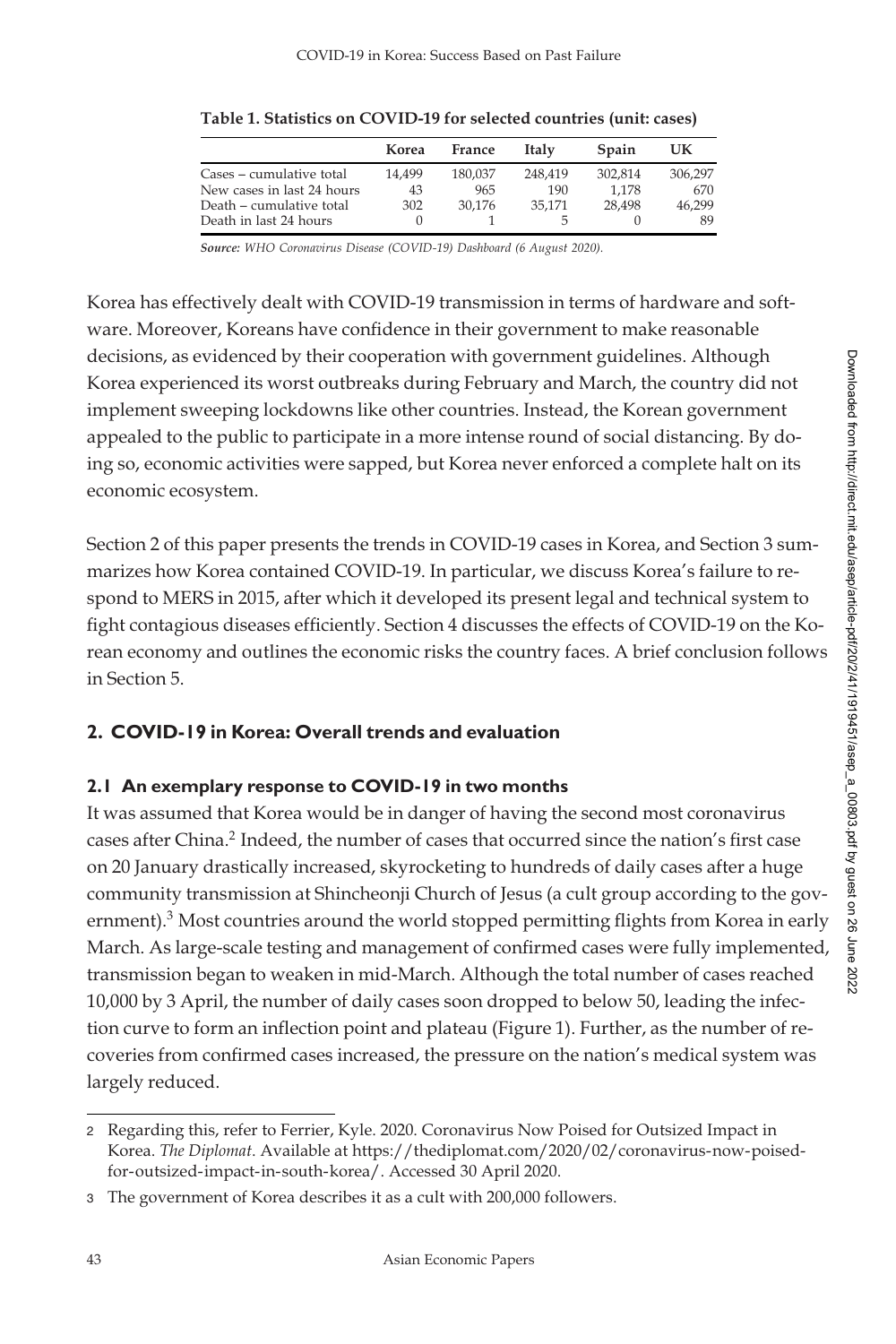**Table 1. Statistics on COVID-19 for selected countries (unit: cases)**

| | Korea | France | Italy | Spain | UK |
|---|---|---|---|---|---|
| Cases – cumulative total | 14,499 | 180,037 | 248,419 | 302,814 | 306,297 |
| New cases in last 24 hours | 43 | 965 | 190 | 1,178 | 670 |
| Death – cumulative total | 302 | 30,176 | 35,171 | 28,498 | 46,299 |
| Death in last 24 hours | 0 | 1 | 5 | 0 | 89 |

***Source:*** *WHO Coronavirus Disease (COVID-19) Dashboard (6 August 2020).*

Korea has effectively dealt with COVID-19 transmission in terms of hardware and software. Moreover, Koreans have confidence in their government to make reasonable decisions, as evidenced by their cooperation with government guidelines. Although Korea experienced its worst outbreaks during February and March, the country did not implement sweeping lockdowns like other countries. Instead, the Korean government appealed to the public to participate in a more intense round of social distancing. By doing so, economic activities were sapped, but Korea never enforced a complete halt on its economic ecosystem.

Section 2 of this paper presents the trends in COVID-19 cases in Korea, and Section 3 summarizes how Korea contained COVID-19. In particular, we discuss Korea's failure to respond to MERS in 2015, after which it developed its present legal and technical system to fight contagious diseases efficiently. Section 4 discusses the effects of COVID-19 on the Korean economy and outlines the economic risks the country faces. A brief conclusion follows in Section 5.

## 2. COVID-19 in Korea: Overall trends and evaluation

### 2.1 An exemplary response to COVID-19 in two months

It was assumed that Korea would be in danger of having the second most coronavirus cases after China.[2] Indeed, the number of cases that occurred since the nation's first case on 20 January drastically increased, skyrocketing to hundreds of daily cases after a huge community transmission at Shincheonji Church of Jesus (a cult group according to the government).[3] Most countries around the world stopped permitting flights from Korea in early March. As large-scale testing and management of confirmed cases were fully implemented, transmission began to weaken in mid-March. Although the total number of cases reached 10,000 by 3 April, the number of daily cases soon dropped to below 50, leading the infection curve to form an inflection point and plateau (Figure 1). Further, as the number of recoveries from confirmed cases increased, the pressure on the nation's medical system was largely reduced.

2 Regarding this, refer to Ferrier, Kyle. 2020. Coronavirus Now Poised for Outsized Impact in Korea. *The Diplomat*. Available at https://thediplomat.com/2020/02/coronavirus-now-poised-for-outsized-impact-in-south-korea/. Accessed 30 April 2020.

3 The government of Korea describes it as a cult with 200,000 followers.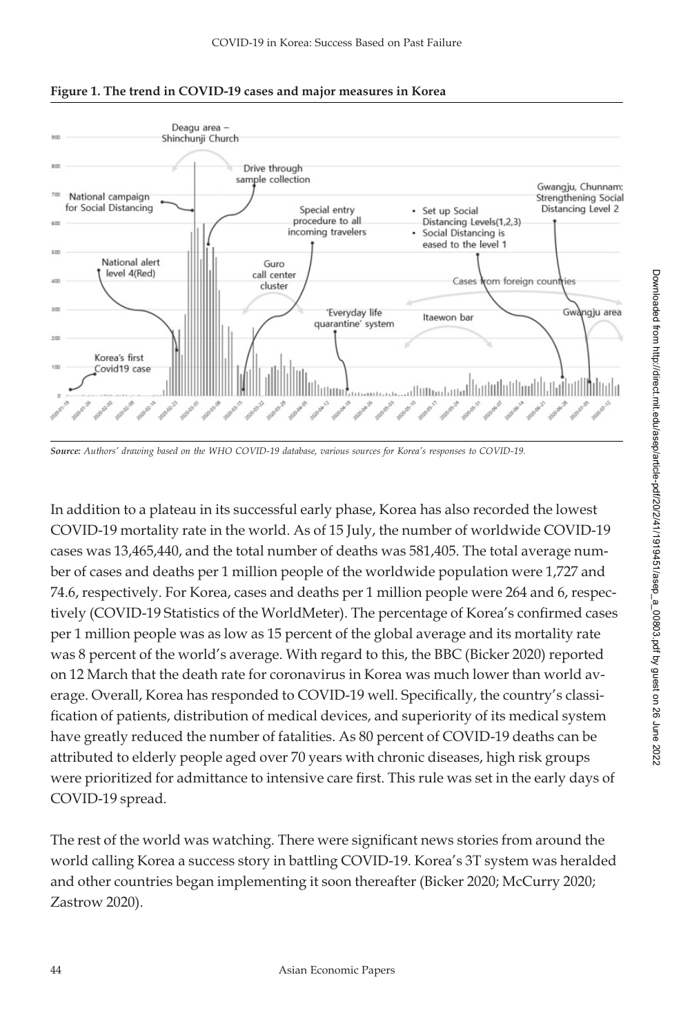**Figure 1. The trend in COVID-19 cases and major measures in Korea**

*Source:* *Authors' drawing based on the WHO COVID-19 database, various sources for Korea's responses to COVID-19.*

In addition to a plateau in its successful early phase, Korea has also recorded the lowest COVID-19 mortality rate in the world. As of 15 July, the number of worldwide COVID-19 cases was 13,465,440, and the total number of deaths was 581,405. The total average number of cases and deaths per 1 million people of the worldwide population were 1,727 and 74.6, respectively. For Korea, cases and deaths per 1 million people were 264 and 6, respectively (COVID-19 Statistics of the WorldMeter). The percentage of Korea's confirmed cases per 1 million people was as low as 15 percent of the global average and its mortality rate was 8 percent of the world's average. With regard to this, the BBC (Bicker 2020) reported on 12 March that the death rate for coronavirus in Korea was much lower than world average. Overall, Korea has responded to COVID-19 well. Specifically, the country's classification of patients, distribution of medical devices, and superiority of its medical system have greatly reduced the number of fatalities. As 80 percent of COVID-19 deaths can be attributed to elderly people aged over 70 years with chronic diseases, high risk groups were prioritized for admittance to intensive care first. This rule was set in the early days of COVID-19 spread.

The rest of the world was watching. There were significant news stories from around the world calling Korea a success story in battling COVID-19. Korea's 3T system was heralded and other countries began implementing it soon thereafter (Bicker 2020; McCurry 2020; Zastrow 2020).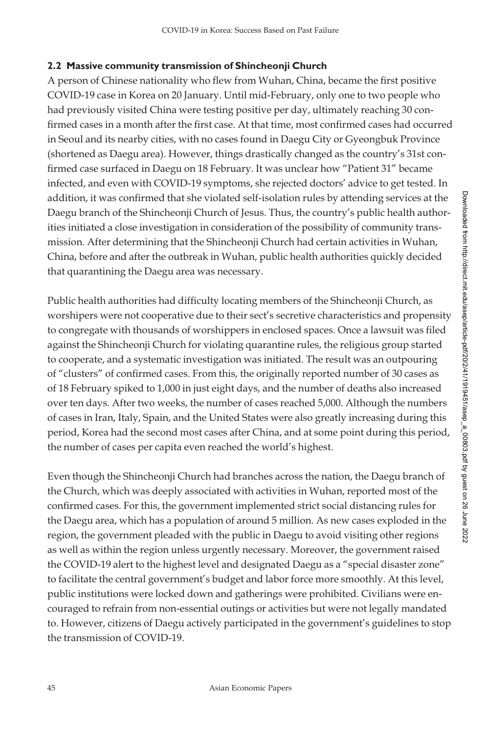## 2.2 Massive community transmission of Shincheonji Church

A person of Chinese nationality who flew from Wuhan, China, became the first positive COVID-19 case in Korea on 20 January. Until mid-February, only one to two people who had previously visited China were testing positive per day, ultimately reaching 30 confirmed cases in a month after the first case. At that time, most confirmed cases had occurred in Seoul and its nearby cities, with no cases found in Daegu City or Gyeongbuk Province (shortened as Daegu area). However, things drastically changed as the country's 31st confirmed case surfaced in Daegu on 18 February. It was unclear how "Patient 31" became infected, and even with COVID-19 symptoms, she rejected doctors' advice to get tested. In addition, it was confirmed that she violated self-isolation rules by attending services at the Daegu branch of the Shincheonji Church of Jesus. Thus, the country's public health authorities initiated a close investigation in consideration of the possibility of community transmission. After determining that the Shincheonji Church had certain activities in Wuhan, China, before and after the outbreak in Wuhan, public health authorities quickly decided that quarantining the Daegu area was necessary.

Public health authorities had difficulty locating members of the Shincheonji Church, as worshipers were not cooperative due to their sect's secretive characteristics and propensity to congregate with thousands of worshippers in enclosed spaces. Once a lawsuit was filed against the Shincheonji Church for violating quarantine rules, the religious group started to cooperate, and a systematic investigation was initiated. The result was an outpouring of "clusters" of confirmed cases. From this, the originally reported number of 30 cases as of 18 February spiked to 1,000 in just eight days, and the number of deaths also increased over ten days. After two weeks, the number of cases reached 5,000. Although the numbers of cases in Iran, Italy, Spain, and the United States were also greatly increasing during this period, Korea had the second most cases after China, and at some point during this period, the number of cases per capita even reached the world's highest.

Even though the Shincheonji Church had branches across the nation, the Daegu branch of the Church, which was deeply associated with activities in Wuhan, reported most of the confirmed cases. For this, the government implemented strict social distancing rules for the Daegu area, which has a population of around 5 million. As new cases exploded in the region, the government pleaded with the public in Daegu to avoid visiting other regions as well as within the region unless urgently necessary. Moreover, the government raised the COVID-19 alert to the highest level and designated Daegu as a "special disaster zone" to facilitate the central government's budget and labor force more smoothly. At this level, public institutions were locked down and gatherings were prohibited. Civilians were encouraged to refrain from non-essential outings or activities but were not legally mandated to. However, citizens of Daegu actively participated in the government's guidelines to stop the transmission of COVID-19.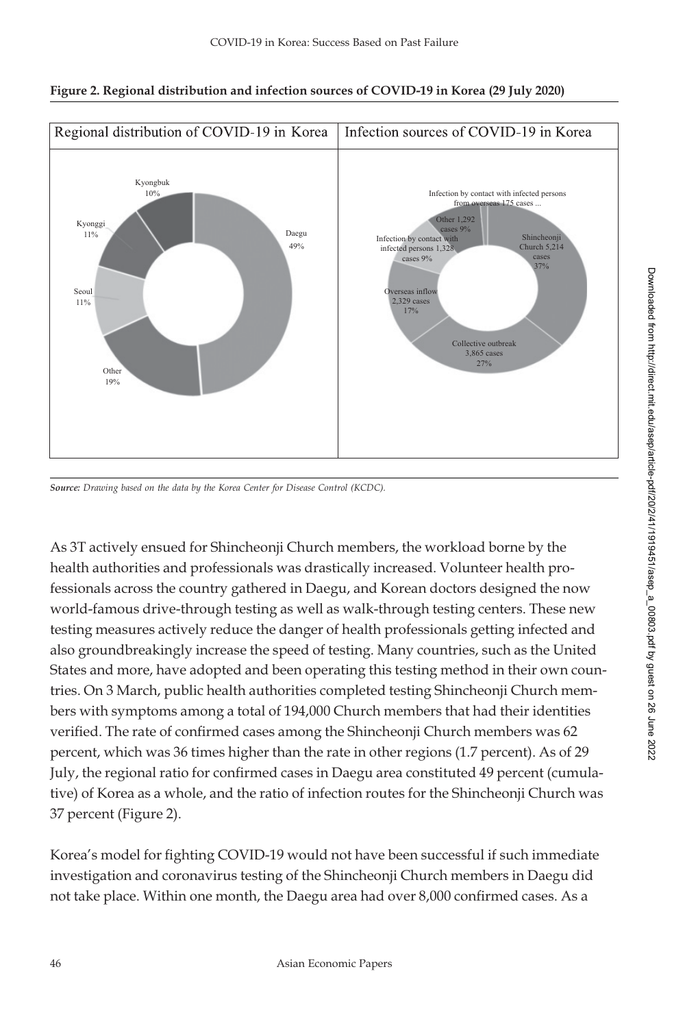**Figure 2. Regional distribution and infection sources of COVID-19 in Korea (29 July 2020)**

| Regional distribution of COVID-19 in Korea | Infection sources of COVID-19 in Korea |
| --- | --- |
| Daegu 49% | Shincheonji Church 5,214 cases 37% |
| Other 19% | Collective outbreak 3,865 cases 27% |
| Seoul 11% | Overseas inflow 2,329 cases 17% |
| Kyonggi 11% | Infection by contact with infected persons 1,328 cases 9% |
| Kyongbuk 10% | Other 1,292 cases 9% |
| | Infection by contact with infected persons from overseas 175 cases ... |

*Source: Drawing based on the data by the Korea Center for Disease Control (KCDC).*

As 3T actively ensued for Shincheonji Church members, the workload borne by the health authorities and professionals was drastically increased. Volunteer health professionals across the country gathered in Daegu, and Korean doctors designed the now world-famous drive-through testing as well as walk-through testing centers. These new testing measures actively reduce the danger of health professionals getting infected and also groundbreakingly increase the speed of testing. Many countries, such as the United States and more, have adopted and been operating this testing method in their own countries. On 3 March, public health authorities completed testing Shincheonji Church members with symptoms among a total of 194,000 Church members that had their identities verified. The rate of confirmed cases among the Shincheonji Church members was 62 percent, which was 36 times higher than the rate in other regions (1.7 percent). As of 29 July, the regional ratio for confirmed cases in Daegu area constituted 49 percent (cumulative) of Korea as a whole, and the ratio of infection routes for the Shincheonji Church was 37 percent (Figure 2).

Korea's model for fighting COVID-19 would not have been successful if such immediate investigation and coronavirus testing of the Shincheonji Church members in Daegu did not take place. Within one month, the Daegu area had over 8,000 confirmed cases. As a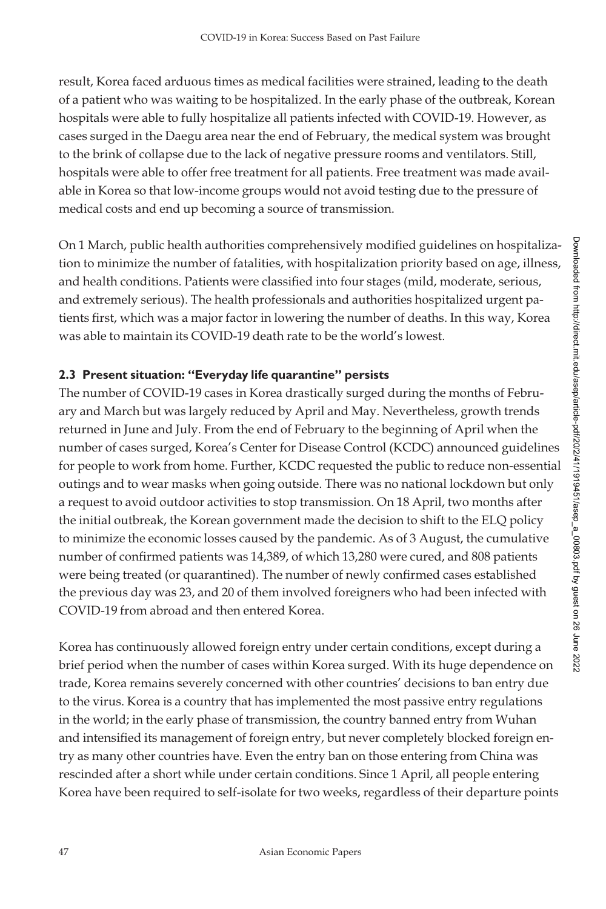result, Korea faced arduous times as medical facilities were strained, leading to the death of a patient who was waiting to be hospitalized. In the early phase of the outbreak, Korean hospitals were able to fully hospitalize all patients infected with COVID-19. However, as cases surged in the Daegu area near the end of February, the medical system was brought to the brink of collapse due to the lack of negative pressure rooms and ventilators. Still, hospitals were able to offer free treatment for all patients. Free treatment was made available in Korea so that low-income groups would not avoid testing due to the pressure of medical costs and end up becoming a source of transmission.

On 1 March, public health authorities comprehensively modified guidelines on hospitalization to minimize the number of fatalities, with hospitalization priority based on age, illness, and health conditions. Patients were classified into four stages (mild, moderate, serious, and extremely serious). The health professionals and authorities hospitalized urgent patients first, which was a major factor in lowering the number of deaths. In this way, Korea was able to maintain its COVID-19 death rate to be the world's lowest.

### 2.3 Present situation: "Everyday life quarantine" persists

The number of COVID-19 cases in Korea drastically surged during the months of February and March but was largely reduced by April and May. Nevertheless, growth trends returned in June and July. From the end of February to the beginning of April when the number of cases surged, Korea's Center for Disease Control (KCDC) announced guidelines for people to work from home. Further, KCDC requested the public to reduce non-essential outings and to wear masks when going outside. There was no national lockdown but only a request to avoid outdoor activities to stop transmission. On 18 April, two months after the initial outbreak, the Korean government made the decision to shift to the ELQ policy to minimize the economic losses caused by the pandemic. As of 3 August, the cumulative number of confirmed patients was 14,389, of which 13,280 were cured, and 808 patients were being treated (or quarantined). The number of newly confirmed cases established the previous day was 23, and 20 of them involved foreigners who had been infected with COVID-19 from abroad and then entered Korea.

Korea has continuously allowed foreign entry under certain conditions, except during a brief period when the number of cases within Korea surged. With its huge dependence on trade, Korea remains severely concerned with other countries' decisions to ban entry due to the virus. Korea is a country that has implemented the most passive entry regulations in the world; in the early phase of transmission, the country banned entry from Wuhan and intensified its management of foreign entry, but never completely blocked foreign entry as many other countries have. Even the entry ban on those entering from China was rescinded after a short while under certain conditions. Since 1 April, all people entering Korea have been required to self-isolate for two weeks, regardless of their departure points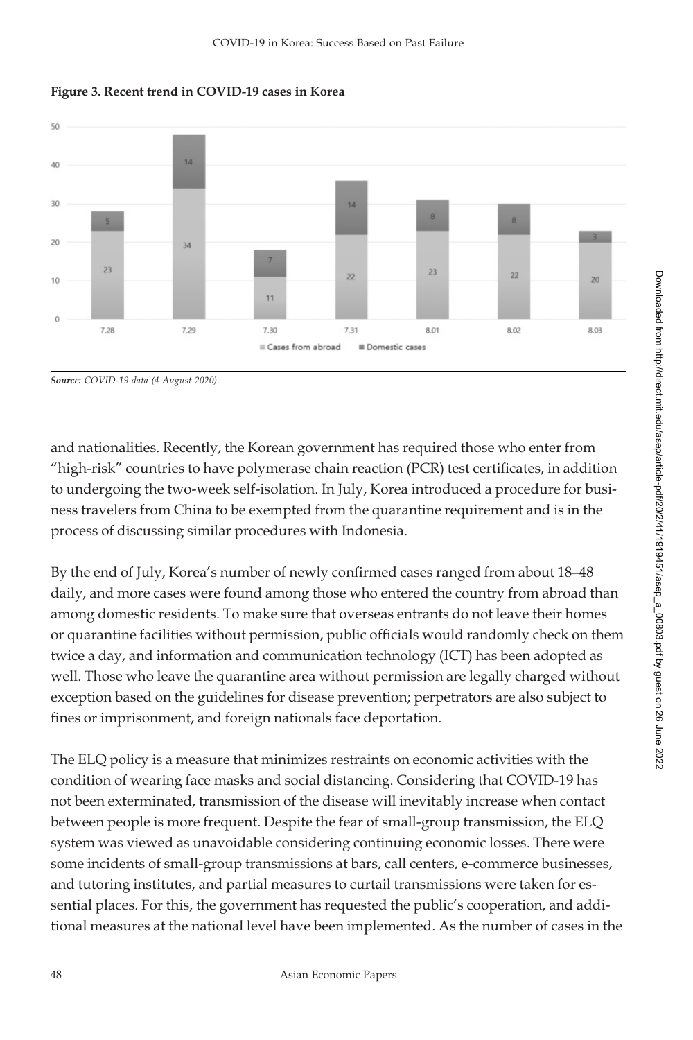**Figure 3. Recent trend in COVID-19 cases in Korea**

| Date | Cases from abroad | Domestic cases |
|---|---|---|
| 7.28 | 23 | 5 |
| 7.29 | 34 | 14 |
| 7.30 | 11 | 7 |
| 7.31 | 22 | 14 |
| 8.01 | 23 | 8 |
| 8.02 | 22 | 8 |
| 8.03 | 20 | 3 |

*Source: COVID-19 data (4 August 2020).*

and nationalities. Recently, the Korean government has required those who enter from "high-risk" countries to have polymerase chain reaction (PCR) test certificates, in addition to undergoing the two-week self-isolation. In July, Korea introduced a procedure for business travelers from China to be exempted from the quarantine requirement and is in the process of discussing similar procedures with Indonesia.

By the end of July, Korea's number of newly confirmed cases ranged from about 18–48 daily, and more cases were found among those who entered the country from abroad than among domestic residents. To make sure that overseas entrants do not leave their homes or quarantine facilities without permission, public officials would randomly check on them twice a day, and information and communication technology (ICT) has been adopted as well. Those who leave the quarantine area without permission are legally charged without exception based on the guidelines for disease prevention; perpetrators are also subject to fines or imprisonment, and foreign nationals face deportation.

The ELQ policy is a measure that minimizes restraints on economic activities with the condition of wearing face masks and social distancing. Considering that COVID-19 has not been exterminated, transmission of the disease will inevitably increase when contact between people is more frequent. Despite the fear of small-group transmission, the ELQ system was viewed as unavoidable considering continuing economic losses. There were some incidents of small-group transmissions at bars, call centers, e-commerce businesses, and tutoring institutes, and partial measures to curtail transmissions were taken for essential places. For this, the government has requested the public's cooperation, and additional measures at the national level have been implemented. As the number of cases in the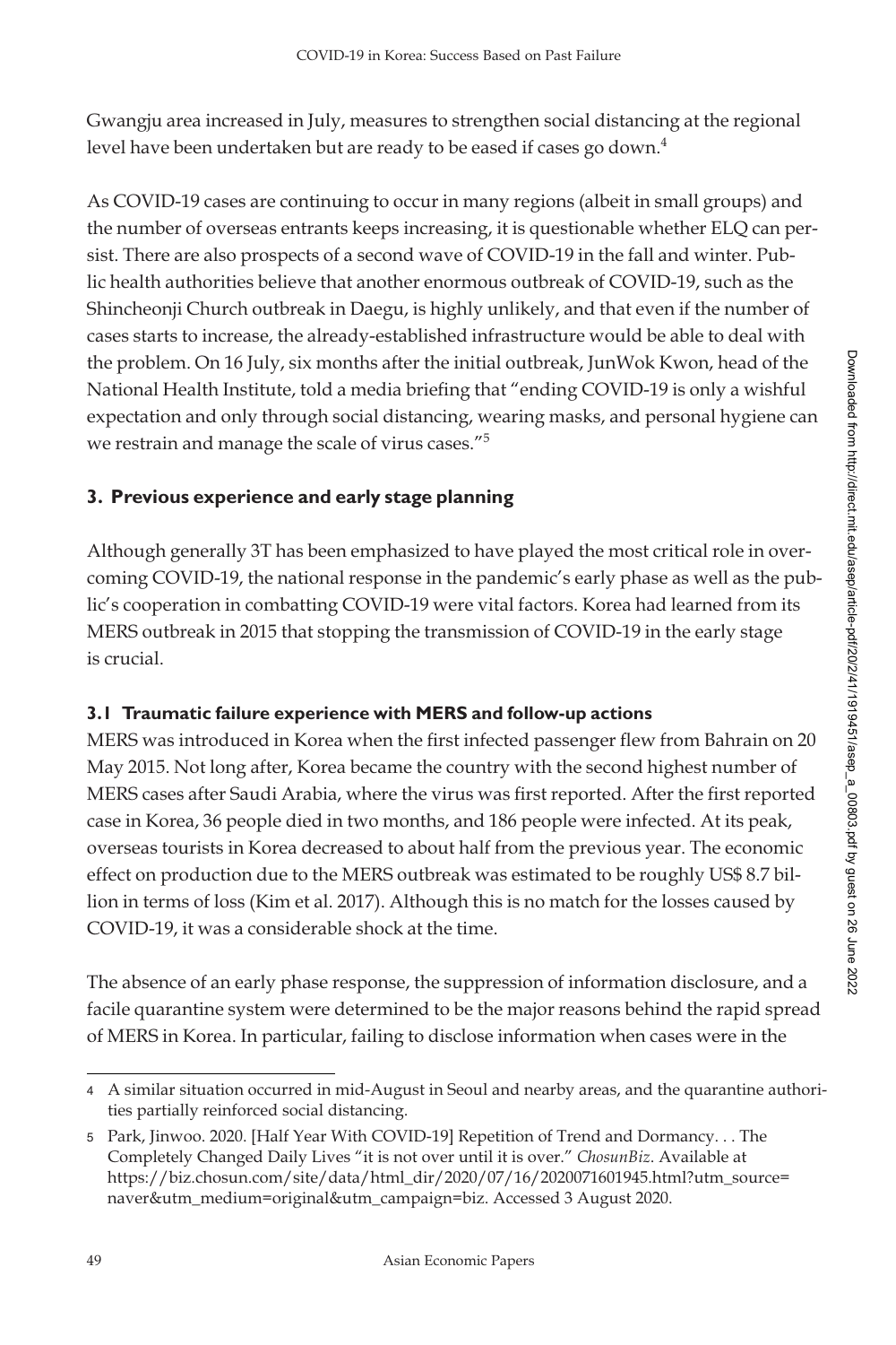Gwangju area increased in July, measures to strengthen social distancing at the regional level have been undertaken but are ready to be eased if cases go down.[4]

As COVID-19 cases are continuing to occur in many regions (albeit in small groups) and the number of overseas entrants keeps increasing, it is questionable whether ELQ can persist. There are also prospects of a second wave of COVID-19 in the fall and winter. Public health authorities believe that another enormous outbreak of COVID-19, such as the Shincheonji Church outbreak in Daegu, is highly unlikely, and that even if the number of cases starts to increase, the already-established infrastructure would be able to deal with the problem. On 16 July, six months after the initial outbreak, JunWok Kwon, head of the National Health Institute, told a media briefing that "ending COVID-19 is only a wishful expectation and only through social distancing, wearing masks, and personal hygiene can we restrain and manage the scale of virus cases."[5]

## 3. Previous experience and early stage planning

Although generally 3T has been emphasized to have played the most critical role in overcoming COVID-19, the national response in the pandemic's early phase as well as the public's cooperation in combatting COVID-19 were vital factors. Korea had learned from its MERS outbreak in 2015 that stopping the transmission of COVID-19 in the early stage is crucial.

### 3.1 Traumatic failure experience with MERS and follow-up actions

MERS was introduced in Korea when the first infected passenger flew from Bahrain on 20 May 2015. Not long after, Korea became the country with the second highest number of MERS cases after Saudi Arabia, where the virus was first reported. After the first reported case in Korea, 36 people died in two months, and 186 people were infected. At its peak, overseas tourists in Korea decreased to about half from the previous year. The economic effect on production due to the MERS outbreak was estimated to be roughly US$ 8.7 billion in terms of loss (Kim et al. 2017). Although this is no match for the losses caused by COVID-19, it was a considerable shock at the time.

The absence of an early phase response, the suppression of information disclosure, and a facile quarantine system were determined to be the major reasons behind the rapid spread of MERS in Korea. In particular, failing to disclose information when cases were in the

---

4 A similar situation occurred in mid-August in Seoul and nearby areas, and the quarantine authorities partially reinforced social distancing.

5 Park, Jinwoo. 2020. [Half Year With COVID-19] Repetition of Trend and Dormancy. . . The Completely Changed Daily Lives "it is not over until it is over." *ChosunBiz*. Available at https://biz.chosun.com/site/data/html_dir/2020/07/16/2020071601945.html?utm_source=naver&utm_medium=original&utm_campaign=biz. Accessed 3 August 2020.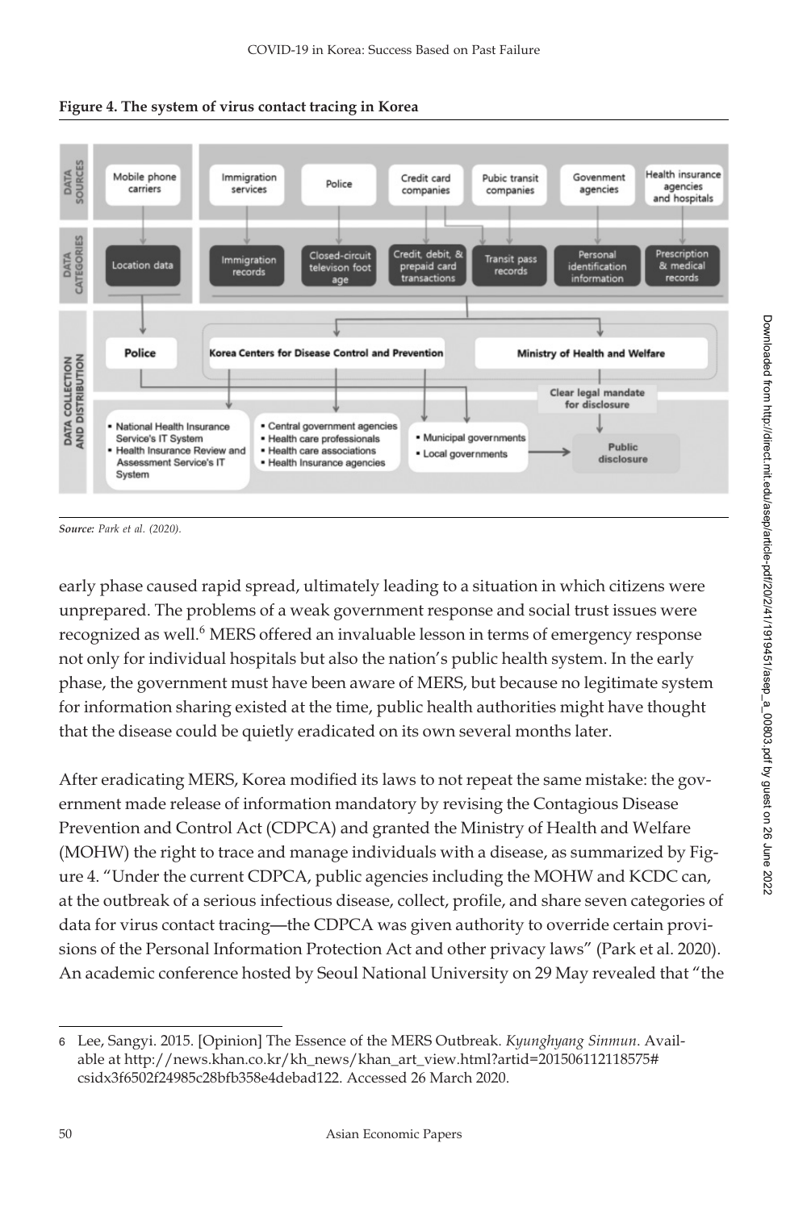**Figure 4. The system of virus contact tracing in Korea**

*Source: Park et al. (2020).*

early phase caused rapid spread, ultimately leading to a situation in which citizens were unprepared. The problems of a weak government response and social trust issues were recognized as well.[6] MERS offered an invaluable lesson in terms of emergency response not only for individual hospitals but also the nation's public health system. In the early phase, the government must have been aware of MERS, but because no legitimate system for information sharing existed at the time, public health authorities might have thought that the disease could be quietly eradicated on its own several months later.

After eradicating MERS, Korea modified its laws to not repeat the same mistake: the government made release of information mandatory by revising the Contagious Disease Prevention and Control Act (CDPCA) and granted the Ministry of Health and Welfare (MOHW) the right to trace and manage individuals with a disease, as summarized by Figure 4. "Under the current CDPCA, public agencies including the MOHW and KCDC can, at the outbreak of a serious infectious disease, collect, profile, and share seven categories of data for virus contact tracing—the CDPCA was given authority to override certain provisions of the Personal Information Protection Act and other privacy laws" (Park et al. 2020). An academic conference hosted by Seoul National University on 29 May revealed that "the

---

6 Lee, Sangyi. 2015. [Opinion] The Essence of the MERS Outbreak. *Kyunghyang Sinmun*. Available at http://news.khan.co.kr/kh_news/khan_art_view.html?artid=201506112118575#csidx3f6502f24985c28bfb358e4debad122. Accessed 26 March 2020.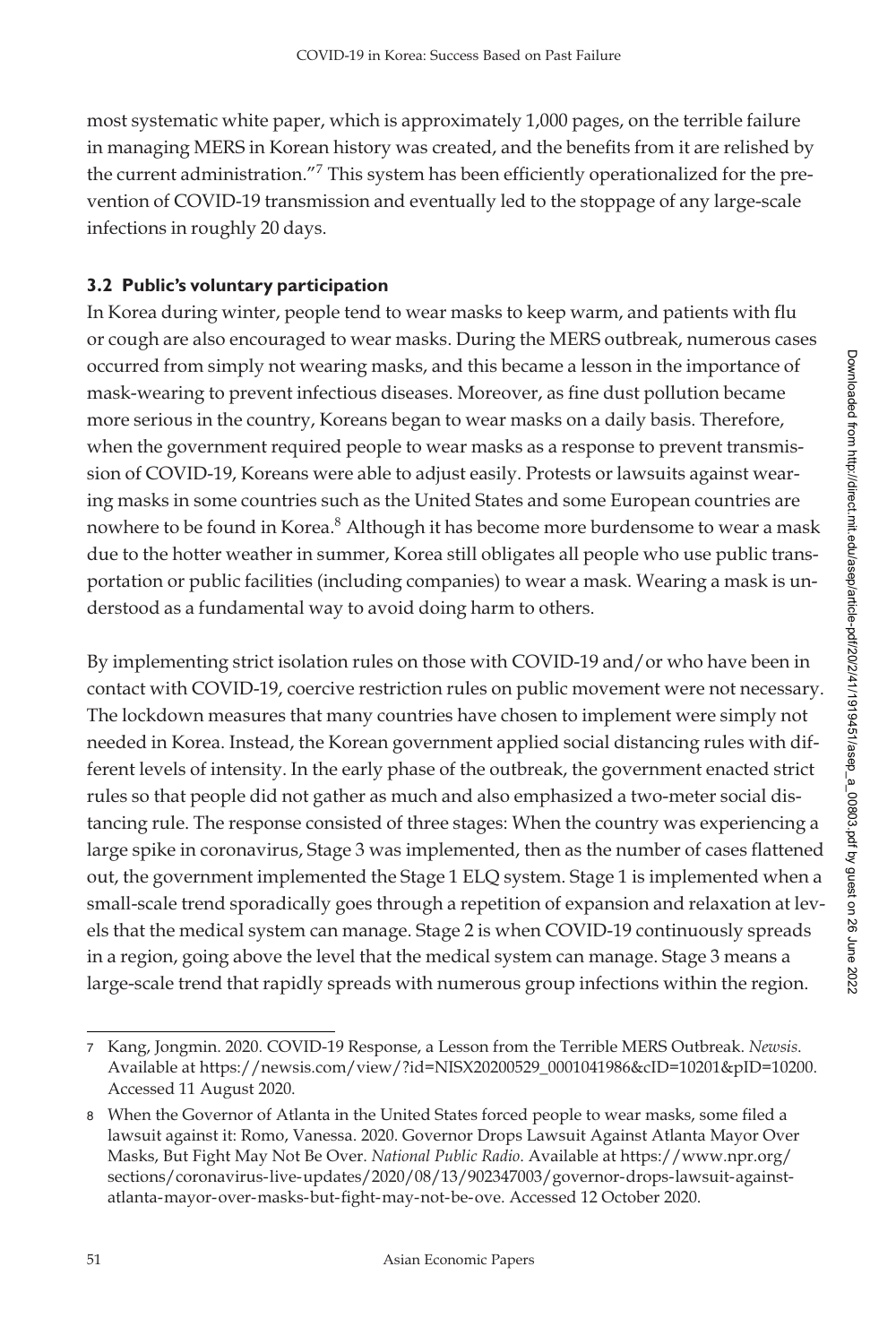most systematic white paper, which is approximately 1,000 pages, on the terrible failure in managing MERS in Korean history was created, and the benefits from it are relished by the current administration."[7] This system has been efficiently operationalized for the prevention of COVID-19 transmission and eventually led to the stoppage of any large-scale infections in roughly 20 days.

### 3.2 Public's voluntary participation

In Korea during winter, people tend to wear masks to keep warm, and patients with flu or cough are also encouraged to wear masks. During the MERS outbreak, numerous cases occurred from simply not wearing masks, and this became a lesson in the importance of mask-wearing to prevent infectious diseases. Moreover, as fine dust pollution became more serious in the country, Koreans began to wear masks on a daily basis. Therefore, when the government required people to wear masks as a response to prevent transmission of COVID-19, Koreans were able to adjust easily. Protests or lawsuits against wearing masks in some countries such as the United States and some European countries are nowhere to be found in Korea.[8] Although it has become more burdensome to wear a mask due to the hotter weather in summer, Korea still obligates all people who use public transportation or public facilities (including companies) to wear a mask. Wearing a mask is understood as a fundamental way to avoid doing harm to others.

By implementing strict isolation rules on those with COVID-19 and/or who have been in contact with COVID-19, coercive restriction rules on public movement were not necessary. The lockdown measures that many countries have chosen to implement were simply not needed in Korea. Instead, the Korean government applied social distancing rules with different levels of intensity. In the early phase of the outbreak, the government enacted strict rules so that people did not gather as much and also emphasized a two-meter social distancing rule. The response consisted of three stages: When the country was experiencing a large spike in coronavirus, Stage 3 was implemented, then as the number of cases flattened out, the government implemented the Stage 1 ELQ system. Stage 1 is implemented when a small-scale trend sporadically goes through a repetition of expansion and relaxation at levels that the medical system can manage. Stage 2 is when COVID-19 continuously spreads in a region, going above the level that the medical system can manage. Stage 3 means a large-scale trend that rapidly spreads with numerous group infections within the region.

---

7 Kang, Jongmin. 2020. COVID-19 Response, a Lesson from the Terrible MERS Outbreak. *Newsis*. Available at https://newsis.com/view/?id=NISX20200529_0001041986&cID=10201&pID=10200. Accessed 11 August 2020.

8 When the Governor of Atlanta in the United States forced people to wear masks, some filed a lawsuit against it: Romo, Vanessa. 2020. Governor Drops Lawsuit Against Atlanta Mayor Over Masks, But Fight May Not Be Over. *National Public Radio*. Available at https://www.npr.org/sections/coronavirus-live-updates/2020/08/13/902347003/governor-drops-lawsuit-against-atlanta-mayor-over-masks-but-fight-may-not-be-ove. Accessed 12 October 2020.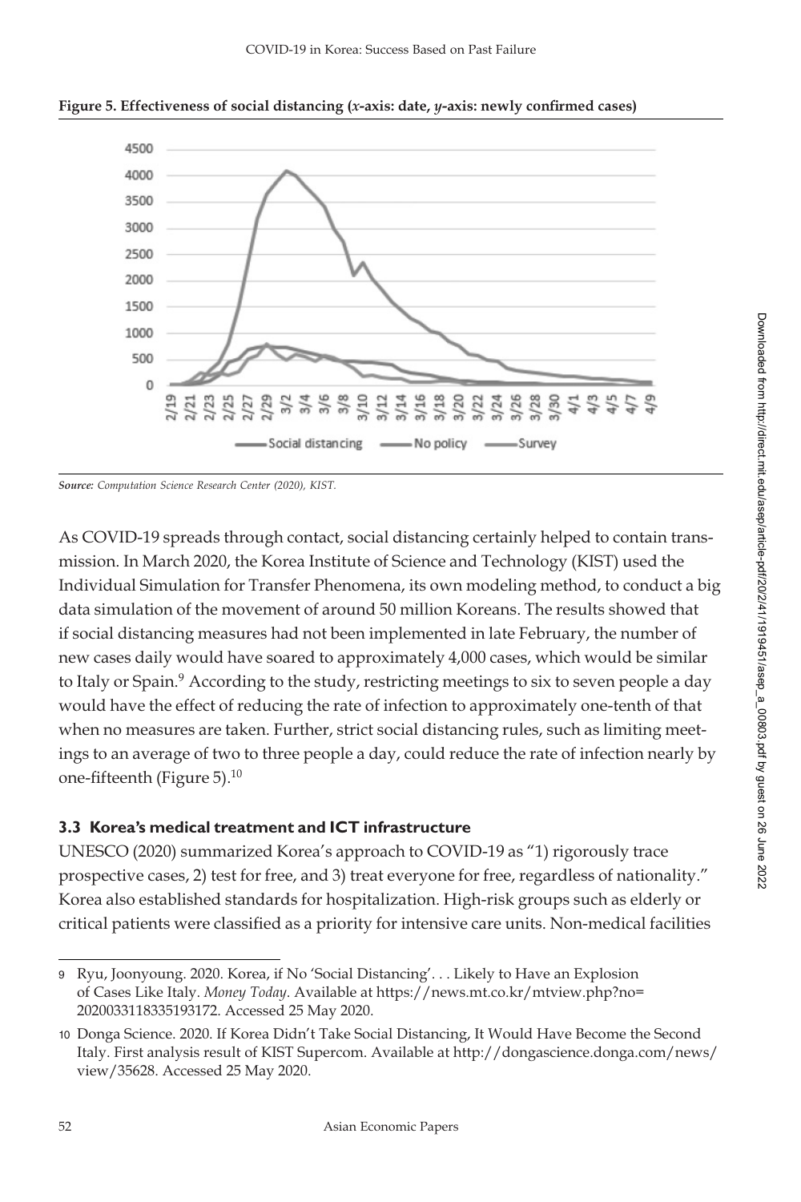**Figure 5. Effectiveness of social distancing (*x*-axis: date, *y*-axis: newly confirmed cases)**

*Source: Computation Science Research Center (2020), KIST.*

As COVID-19 spreads through contact, social distancing certainly helped to contain transmission. In March 2020, the Korea Institute of Science and Technology (KIST) used the Individual Simulation for Transfer Phenomena, its own modeling method, to conduct a big data simulation of the movement of around 50 million Koreans. The results showed that if social distancing measures had not been implemented in late February, the number of new cases daily would have soared to approximately 4,000 cases, which would be similar to Italy or Spain.[9] According to the study, restricting meetings to six to seven people a day would have the effect of reducing the rate of infection to approximately one-tenth of that when no measures are taken. Further, strict social distancing rules, such as limiting meetings to an average of two to three people a day, could reduce the rate of infection nearly by one-fifteenth (Figure 5).[10]

### 3.3 Korea's medical treatment and ICT infrastructure

UNESCO (2020) summarized Korea's approach to COVID-19 as "1) rigorously trace prospective cases, 2) test for free, and 3) treat everyone for free, regardless of nationality." Korea also established standards for hospitalization. High-risk groups such as elderly or critical patients were classified as a priority for intensive care units. Non-medical facilities

---

9 Ryu, Joonyoung. 2020. Korea, if No 'Social Distancing'. . . Likely to Have an Explosion of Cases Like Italy. *Money Today*. Available at https://news.mt.co.kr/mtview.php?no=2020033118335193172. Accessed 25 May 2020.

10 Donga Science. 2020. If Korea Didn't Take Social Distancing, It Would Have Become the Second Italy. First analysis result of KIST Supercom. Available at http://dongascience.donga.com/news/view/35628. Accessed 25 May 2020.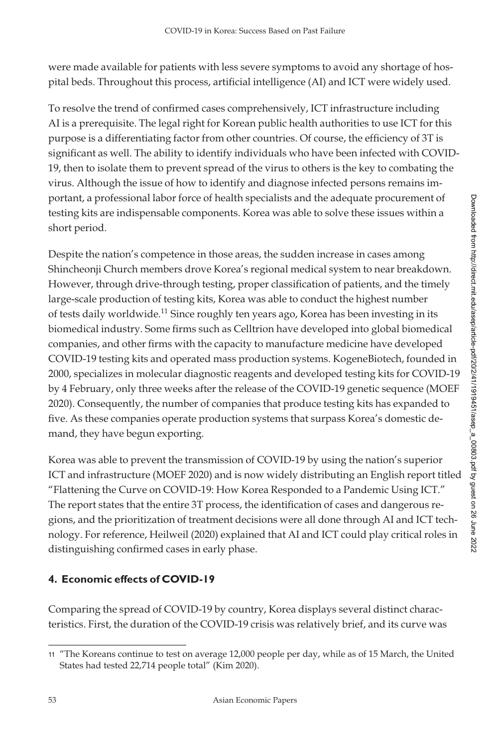were made available for patients with less severe symptoms to avoid any shortage of hospital beds. Throughout this process, artificial intelligence (AI) and ICT were widely used.

To resolve the trend of confirmed cases comprehensively, ICT infrastructure including AI is a prerequisite. The legal right for Korean public health authorities to use ICT for this purpose is a differentiating factor from other countries. Of course, the efficiency of 3T is significant as well. The ability to identify individuals who have been infected with COVID-19, then to isolate them to prevent spread of the virus to others is the key to combating the virus. Although the issue of how to identify and diagnose infected persons remains important, a professional labor force of health specialists and the adequate procurement of testing kits are indispensable components. Korea was able to solve these issues within a short period.

Despite the nation's competence in those areas, the sudden increase in cases among Shincheonji Church members drove Korea's regional medical system to near breakdown. However, through drive-through testing, proper classification of patients, and the timely large-scale production of testing kits, Korea was able to conduct the highest number of tests daily worldwide.[11] Since roughly ten years ago, Korea has been investing in its biomedical industry. Some firms such as Celltrion have developed into global biomedical companies, and other firms with the capacity to manufacture medicine have developed COVID-19 testing kits and operated mass production systems. KogeneBiotech, founded in 2000, specializes in molecular diagnostic reagents and developed testing kits for COVID-19 by 4 February, only three weeks after the release of the COVID-19 genetic sequence (MOEF 2020). Consequently, the number of companies that produce testing kits has expanded to five. As these companies operate production systems that surpass Korea's domestic demand, they have begun exporting.

Korea was able to prevent the transmission of COVID-19 by using the nation's superior ICT and infrastructure (MOEF 2020) and is now widely distributing an English report titled "Flattening the Curve on COVID-19: How Korea Responded to a Pandemic Using ICT." The report states that the entire 3T process, the identification of cases and dangerous regions, and the prioritization of treatment decisions were all done through AI and ICT technology. For reference, Heilweil (2020) explained that AI and ICT could play critical roles in distinguishing confirmed cases in early phase.

## 4. Economic effects of COVID-19

Comparing the spread of COVID-19 by country, Korea displays several distinct characteristics. First, the duration of the COVID-19 crisis was relatively brief, and its curve was

---

11 "The Koreans continue to test on average 12,000 people per day, while as of 15 March, the United States had tested 22,714 people total" (Kim 2020).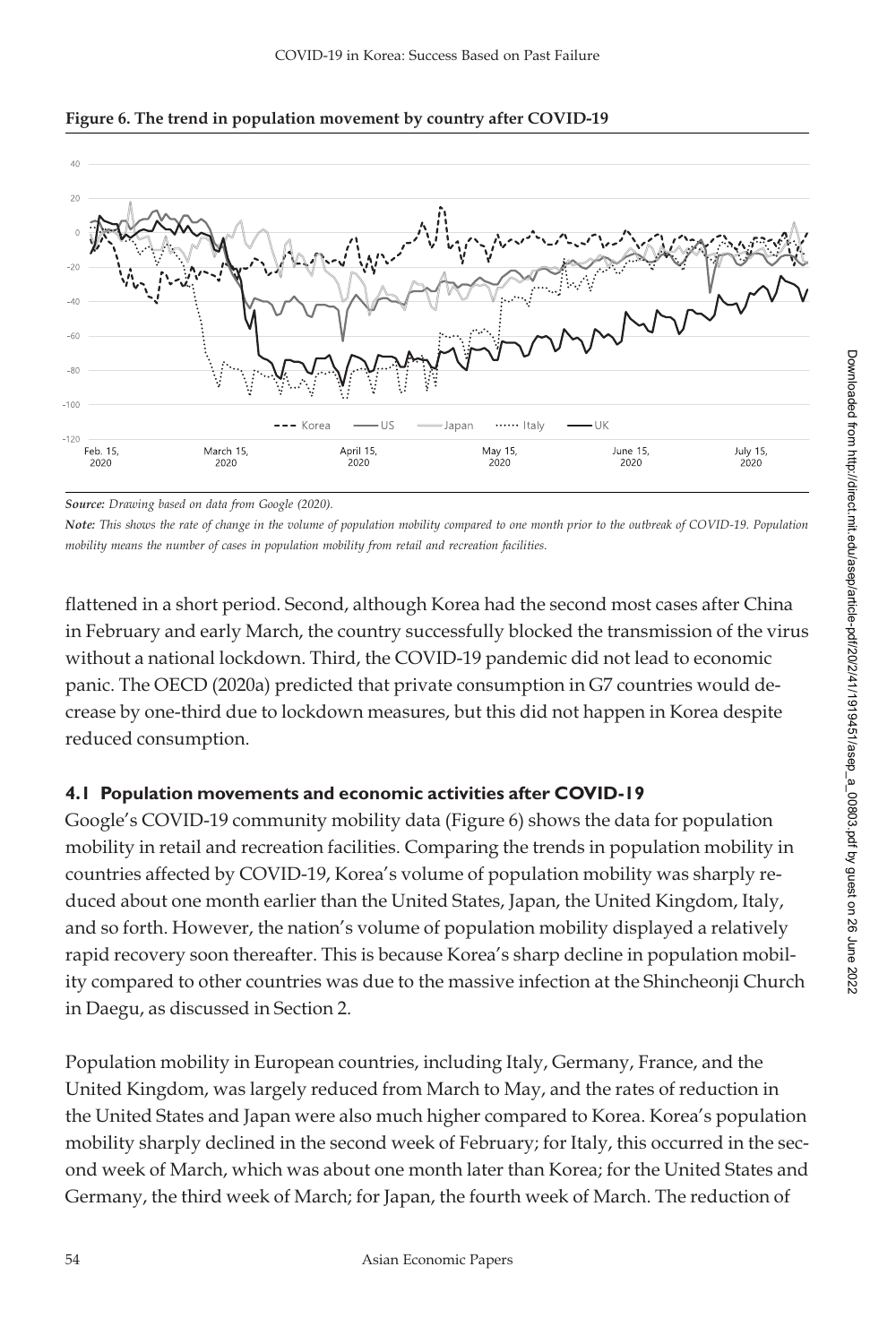**Figure 6. The trend in population movement by country after COVID-19**

*Source: Drawing based on data from Google (2020).*

*Note: This shows the rate of change in the volume of population mobility compared to one month prior to the outbreak of COVID-19. Population mobility means the number of cases in population mobility from retail and recreation facilities.*

flattened in a short period. Second, although Korea had the second most cases after China in February and early March, the country successfully blocked the transmission of the virus without a national lockdown. Third, the COVID-19 pandemic did not lead to economic panic. The OECD (2020a) predicted that private consumption in G7 countries would decrease by one-third due to lockdown measures, but this did not happen in Korea despite reduced consumption.

### 4.1 Population movements and economic activities after COVID-19

Google's COVID-19 community mobility data (Figure 6) shows the data for population mobility in retail and recreation facilities. Comparing the trends in population mobility in countries affected by COVID-19, Korea's volume of population mobility was sharply reduced about one month earlier than the United States, Japan, the United Kingdom, Italy, and so forth. However, the nation's volume of population mobility displayed a relatively rapid recovery soon thereafter. This is because Korea's sharp decline in population mobility compared to other countries was due to the massive infection at the Shincheonji Church in Daegu, as discussed in Section 2.

Population mobility in European countries, including Italy, Germany, France, and the United Kingdom, was largely reduced from March to May, and the rates of reduction in the United States and Japan were also much higher compared to Korea. Korea's population mobility sharply declined in the second week of February; for Italy, this occurred in the second week of March, which was about one month later than Korea; for the United States and Germany, the third week of March; for Japan, the fourth week of March. The reduction of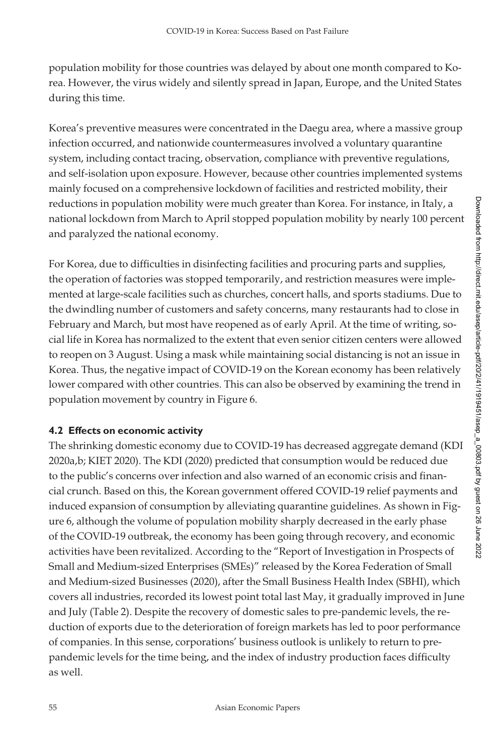population mobility for those countries was delayed by about one month compared to Korea. However, the virus widely and silently spread in Japan, Europe, and the United States during this time.

Korea's preventive measures were concentrated in the Daegu area, where a massive group infection occurred, and nationwide countermeasures involved a voluntary quarantine system, including contact tracing, observation, compliance with preventive regulations, and self-isolation upon exposure. However, because other countries implemented systems mainly focused on a comprehensive lockdown of facilities and restricted mobility, their reductions in population mobility were much greater than Korea. For instance, in Italy, a national lockdown from March to April stopped population mobility by nearly 100 percent and paralyzed the national economy.

For Korea, due to difficulties in disinfecting facilities and procuring parts and supplies, the operation of factories was stopped temporarily, and restriction measures were implemented at large-scale facilities such as churches, concert halls, and sports stadiums. Due to the dwindling number of customers and safety concerns, many restaurants had to close in February and March, but most have reopened as of early April. At the time of writing, social life in Korea has normalized to the extent that even senior citizen centers were allowed to reopen on 3 August. Using a mask while maintaining social distancing is not an issue in Korea. Thus, the negative impact of COVID-19 on the Korean economy has been relatively lower compared with other countries. This can also be observed by examining the trend in population movement by country in Figure 6.

### 4.2 Effects on economic activity

The shrinking domestic economy due to COVID-19 has decreased aggregate demand (KDI 2020a,b; KIET 2020). The KDI (2020) predicted that consumption would be reduced due to the public's concerns over infection and also warned of an economic crisis and financial crunch. Based on this, the Korean government offered COVID-19 relief payments and induced expansion of consumption by alleviating quarantine guidelines. As shown in Figure 6, although the volume of population mobility sharply decreased in the early phase of the COVID-19 outbreak, the economy has been going through recovery, and economic activities have been revitalized. According to the "Report of Investigation in Prospects of Small and Medium-sized Enterprises (SMEs)" released by the Korea Federation of Small and Medium-sized Businesses (2020), after the Small Business Health Index (SBHI), which covers all industries, recorded its lowest point total last May, it gradually improved in June and July (Table 2). Despite the recovery of domestic sales to pre-pandemic levels, the reduction of exports due to the deterioration of foreign markets has led to poor performance of companies. In this sense, corporations' business outlook is unlikely to return to pre-pandemic levels for the time being, and the index of industry production faces difficulty as well.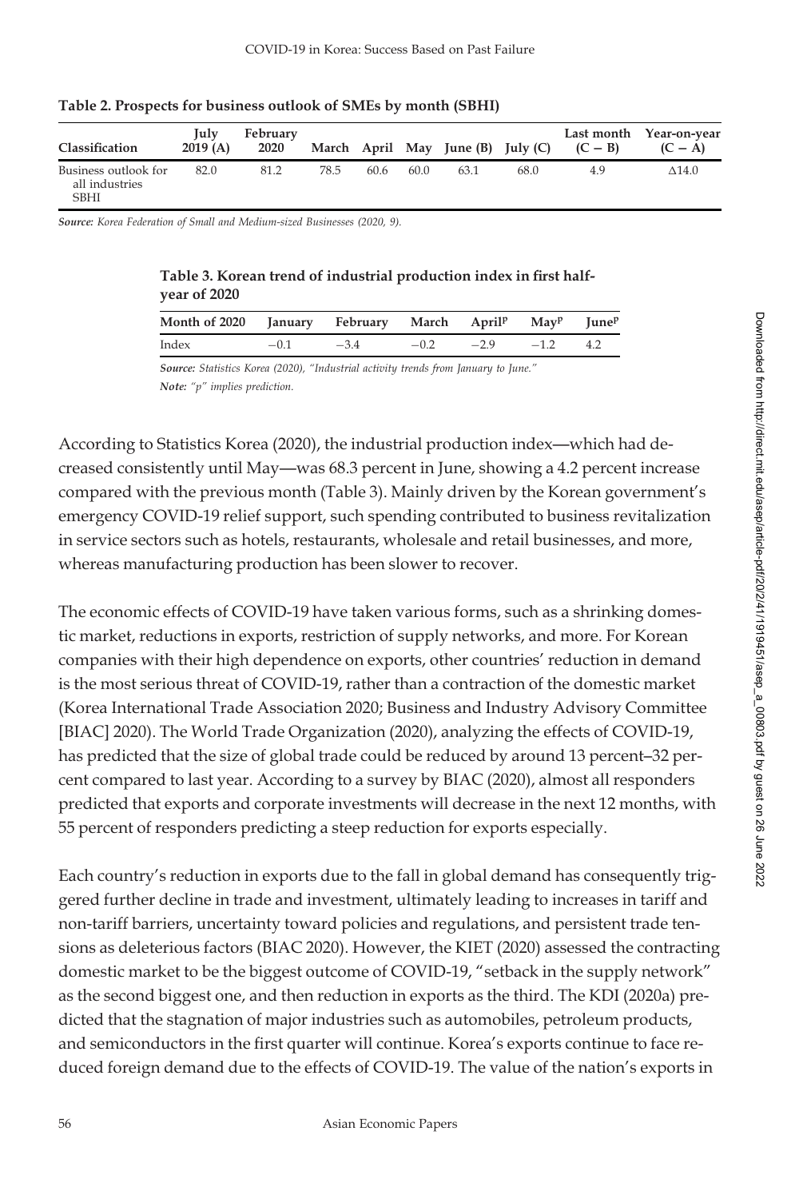**Table 2. Prospects for business outlook of SMEs by month (SBHI)**

| Classification | July 2019 (A) | February 2020 | March | April | May | June (B) | July (C) | Last month (C − B) | Year-on-year (C − A) |
|---|---|---|---|---|---|---|---|---|---|
| Business outlook for all industries SBHI | 82.0 | 81.2 | 78.5 | 60.6 | 60.0 | 63.1 | 68.0 | 4.9 | Δ14.0 |

*Source: Korea Federation of Small and Medium-sized Businesses (2020, 9).*

**Table 3. Korean trend of industrial production index in first half-year of 2020**

| Month of 2020 | January | February | March | April[p] | May[p] | June[p] |
|---|---|---|---|---|---|---|
| Index | −0.1 | −3.4 | −0.2 | −2.9 | −1.2 | 4.2 |

***Source:*** *Statistics Korea (2020), "Industrial activity trends from January to June."*
***Note:*** *"p" implies prediction.*

According to Statistics Korea (2020), the industrial production index—which had decreased consistently until May—was 68.3 percent in June, showing a 4.2 percent increase compared with the previous month (Table 3). Mainly driven by the Korean government's emergency COVID-19 relief support, such spending contributed to business revitalization in service sectors such as hotels, restaurants, wholesale and retail businesses, and more, whereas manufacturing production has been slower to recover.

The economic effects of COVID-19 have taken various forms, such as a shrinking domestic market, reductions in exports, restriction of supply networks, and more. For Korean companies with their high dependence on exports, other countries' reduction in demand is the most serious threat of COVID-19, rather than a contraction of the domestic market (Korea International Trade Association 2020; Business and Industry Advisory Committee [BIAC] 2020). The World Trade Organization (2020), analyzing the effects of COVID-19, has predicted that the size of global trade could be reduced by around 13 percent–32 percent compared to last year. According to a survey by BIAC (2020), almost all responders predicted that exports and corporate investments will decrease in the next 12 months, with 55 percent of responders predicting a steep reduction for exports especially.

Each country's reduction in exports due to the fall in global demand has consequently triggered further decline in trade and investment, ultimately leading to increases in tariff and non-tariff barriers, uncertainty toward policies and regulations, and persistent trade tensions as deleterious factors (BIAC 2020). However, the KIET (2020) assessed the contracting domestic market to be the biggest outcome of COVID-19, "setback in the supply network" as the second biggest one, and then reduction in exports as the third. The KDI (2020a) predicted that the stagnation of major industries such as automobiles, petroleum products, and semiconductors in the first quarter will continue. Korea's exports continue to face reduced foreign demand due to the effects of COVID-19. The value of the nation's exports in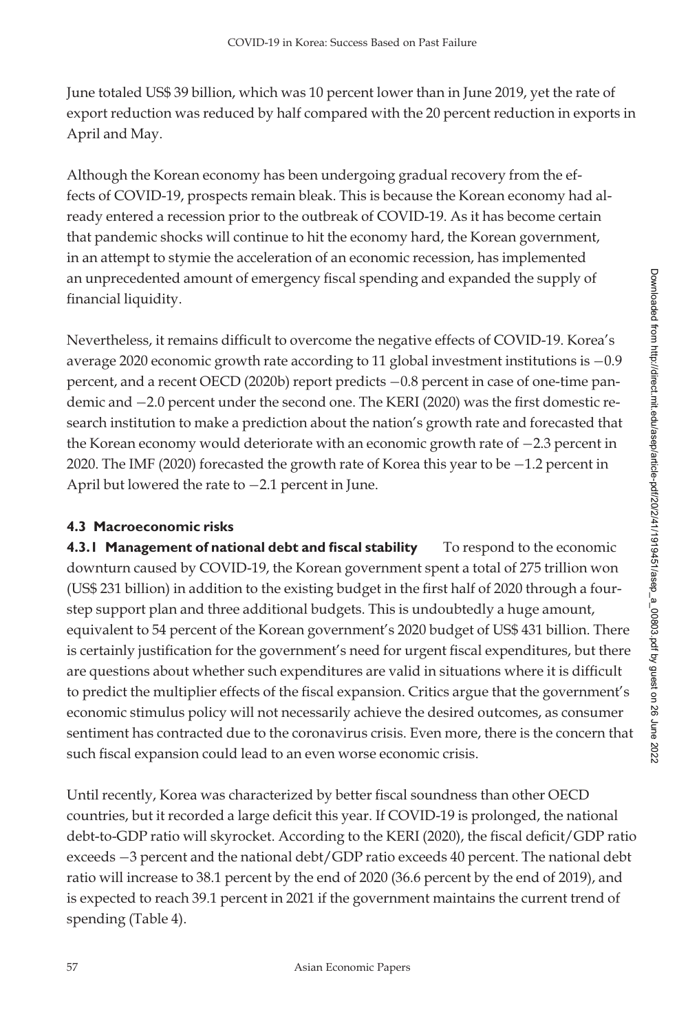June totaled US$ 39 billion, which was 10 percent lower than in June 2019, yet the rate of export reduction was reduced by half compared with the 20 percent reduction in exports in April and May.

Although the Korean economy has been undergoing gradual recovery from the effects of COVID-19, prospects remain bleak. This is because the Korean economy had already entered a recession prior to the outbreak of COVID-19. As it has become certain that pandemic shocks will continue to hit the economy hard, the Korean government, in an attempt to stymie the acceleration of an economic recession, has implemented an unprecedented amount of emergency fiscal spending and expanded the supply of financial liquidity.

Nevertheless, it remains difficult to overcome the negative effects of COVID-19. Korea's average 2020 economic growth rate according to 11 global investment institutions is −0.9 percent, and a recent OECD (2020b) report predicts −0.8 percent in case of one-time pandemic and −2.0 percent under the second one. The KERI (2020) was the first domestic research institution to make a prediction about the nation's growth rate and forecasted that the Korean economy would deteriorate with an economic growth rate of −2.3 percent in 2020. The IMF (2020) forecasted the growth rate of Korea this year to be −1.2 percent in April but lowered the rate to −2.1 percent in June.

### 4.3 Macroeconomic risks

**4.3.1 Management of national debt and fiscal stability** To respond to the economic downturn caused by COVID-19, the Korean government spent a total of 275 trillion won (US$ 231 billion) in addition to the existing budget in the first half of 2020 through a four-step support plan and three additional budgets. This is undoubtedly a huge amount, equivalent to 54 percent of the Korean government's 2020 budget of US$ 431 billion. There is certainly justification for the government's need for urgent fiscal expenditures, but there are questions about whether such expenditures are valid in situations where it is difficult to predict the multiplier effects of the fiscal expansion. Critics argue that the government's economic stimulus policy will not necessarily achieve the desired outcomes, as consumer sentiment has contracted due to the coronavirus crisis. Even more, there is the concern that such fiscal expansion could lead to an even worse economic crisis.

Until recently, Korea was characterized by better fiscal soundness than other OECD countries, but it recorded a large deficit this year. If COVID-19 is prolonged, the national debt-to-GDP ratio will skyrocket. According to the KERI (2020), the fiscal deficit/GDP ratio exceeds −3 percent and the national debt/GDP ratio exceeds 40 percent. The national debt ratio will increase to 38.1 percent by the end of 2020 (36.6 percent by the end of 2019), and is expected to reach 39.1 percent in 2021 if the government maintains the current trend of spending (Table 4).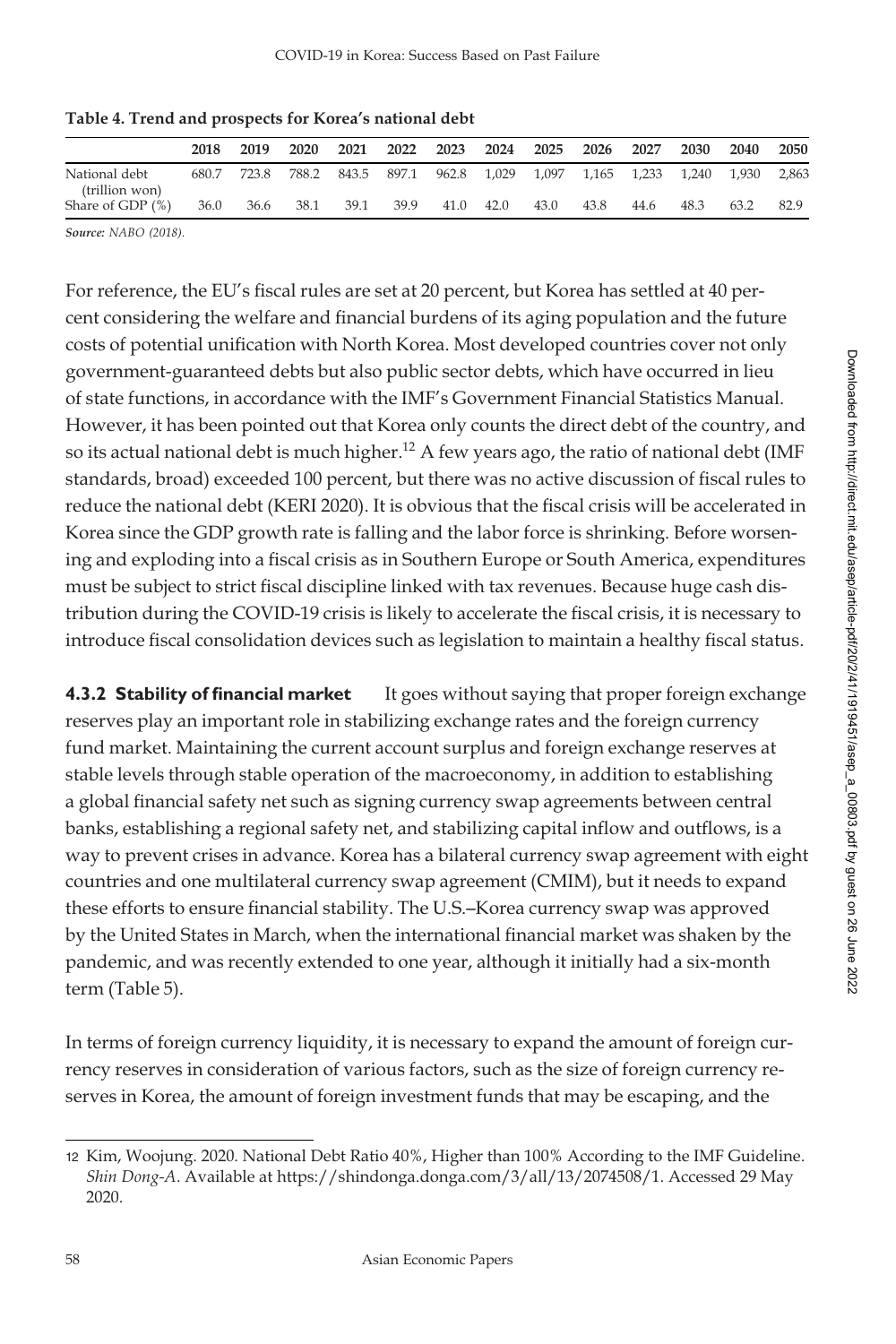**Table 4. Trend and prospects for Korea's national debt**

| | 2018 | 2019 | 2020 | 2021 | 2022 | 2023 | 2024 | 2025 | 2026 | 2027 | 2030 | 2040 | 2050 |
|---|---|---|---|---|---|---|---|---|---|---|---|---|---|
| National debt (trillion won) | 680.7 | 723.8 | 788.2 | 843.5 | 897.1 | 962.8 | 1,029 | 1,097 | 1,165 | 1,233 | 1,240 | 1,930 | 2,863 |
| Share of GDP (%) | 36.0 | 36.6 | 38.1 | 39.1 | 39.9 | 41.0 | 42.0 | 43.0 | 43.8 | 44.6 | 48.3 | 63.2 | 82.9 |

*Source: NABO (2018).*

For reference, the EU's fiscal rules are set at 20 percent, but Korea has settled at 40 percent considering the welfare and financial burdens of its aging population and the future costs of potential unification with North Korea. Most developed countries cover not only government-guaranteed debts but also public sector debts, which have occurred in lieu of state functions, in accordance with the IMF's Government Financial Statistics Manual. However, it has been pointed out that Korea only counts the direct debt of the country, and so its actual national debt is much higher.[12] A few years ago, the ratio of national debt (IMF standards, broad) exceeded 100 percent, but there was no active discussion of fiscal rules to reduce the national debt (KERI 2020). It is obvious that the fiscal crisis will be accelerated in Korea since the GDP growth rate is falling and the labor force is shrinking. Before worsening and exploding into a fiscal crisis as in Southern Europe or South America, expenditures must be subject to strict fiscal discipline linked with tax revenues. Because huge cash distribution during the COVID-19 crisis is likely to accelerate the fiscal crisis, it is necessary to introduce fiscal consolidation devices such as legislation to maintain a healthy fiscal status.

**4.3.2 Stability of financial market** It goes without saying that proper foreign exchange reserves play an important role in stabilizing exchange rates and the foreign currency fund market. Maintaining the current account surplus and foreign exchange reserves at stable levels through stable operation of the macroeconomy, in addition to establishing a global financial safety net such as signing currency swap agreements between central banks, establishing a regional safety net, and stabilizing capital inflow and outflows, is a way to prevent crises in advance. Korea has a bilateral currency swap agreement with eight countries and one multilateral currency swap agreement (CMIM), but it needs to expand these efforts to ensure financial stability. The U.S.–Korea currency swap was approved by the United States in March, when the international financial market was shaken by the pandemic, and was recently extended to one year, although it initially had a six-month term (Table 5).

In terms of foreign currency liquidity, it is necessary to expand the amount of foreign currency reserves in consideration of various factors, such as the size of foreign currency reserves in Korea, the amount of foreign investment funds that may be escaping, and the

12 Kim, Woojung. 2020. National Debt Ratio 40%, Higher than 100% According to the IMF Guideline. *Shin Dong-A*. Available at https://shindonga.donga.com/3/all/13/2074508/1. Accessed 29 May 2020.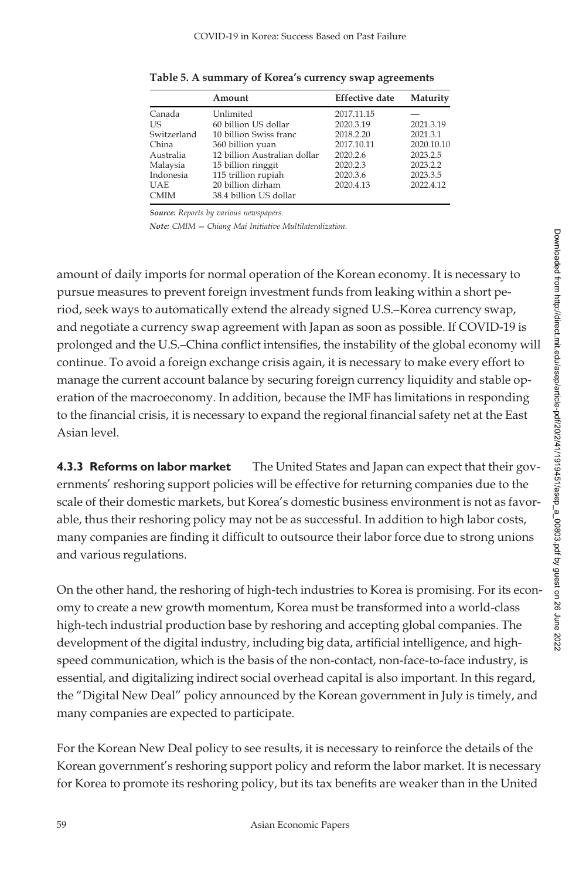**Table 5. A summary of Korea's currency swap agreements**

| | Amount | Effective date | Maturity |
|---|---|---|---|
| Canada | Unlimited | 2017.11.15 | — |
| US | 60 billion US dollar | 2020.3.19 | 2021.3.19 |
| Switzerland | 10 billion Swiss franc | 2018.2.20 | 2021.3.1 |
| China | 360 billion yuan | 2017.10.11 | 2020.10.10 |
| Australia | 12 billion Australian dollar | 2020.2.6 | 2023.2.5 |
| Malaysia | 15 billion ringgit | 2020.2.3 | 2023.2.2 |
| Indonesia | 115 trillion rupiah | 2020.3.6 | 2023.3.5 |
| UAE | 20 billion dirham | 2020.4.13 | 2022.4.12 |
| CMIM | 38.4 billion US dollar | | |

***Source:*** *Reports by various newspapers.*

***Note:*** *CMIM = Chiang Mai Initiative Multilateralization.*

amount of daily imports for normal operation of the Korean economy. It is necessary to pursue measures to prevent foreign investment funds from leaking within a short period, seek ways to automatically extend the already signed U.S.–Korea currency swap, and negotiate a currency swap agreement with Japan as soon as possible. If COVID-19 is prolonged and the U.S.–China conflict intensifies, the instability of the global economy will continue. To avoid a foreign exchange crisis again, it is necessary to make every effort to manage the current account balance by securing foreign currency liquidity and stable operation of the macroeconomy. In addition, because the IMF has limitations in responding to the financial crisis, it is necessary to expand the regional financial safety net at the East Asian level.

**4.3.3 Reforms on labor market** The United States and Japan can expect that their governments' reshoring support policies will be effective for returning companies due to the scale of their domestic markets, but Korea's domestic business environment is not as favorable, thus their reshoring policy may not be as successful. In addition to high labor costs, many companies are finding it difficult to outsource their labor force due to strong unions and various regulations.

On the other hand, the reshoring of high-tech industries to Korea is promising. For its economy to create a new growth momentum, Korea must be transformed into a world-class high-tech industrial production base by reshoring and accepting global companies. The development of the digital industry, including big data, artificial intelligence, and high-speed communication, which is the basis of the non-contact, non-face-to-face industry, is essential, and digitalizing indirect social overhead capital is also important. In this regard, the "Digital New Deal" policy announced by the Korean government in July is timely, and many companies are expected to participate.

For the Korean New Deal policy to see results, it is necessary to reinforce the details of the Korean government's reshoring support policy and reform the labor market. It is necessary for Korea to promote its reshoring policy, but its tax benefits are weaker than in the United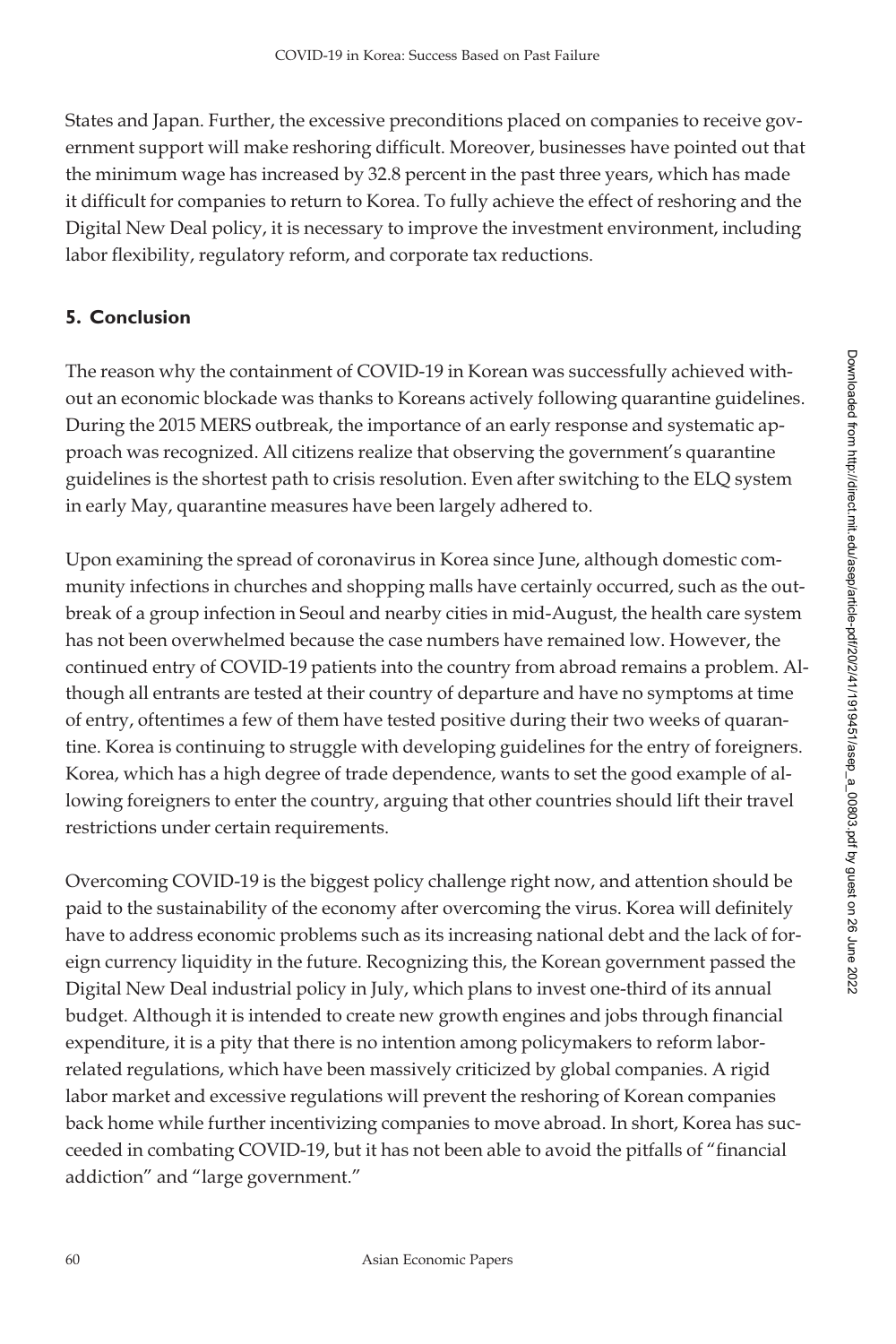States and Japan. Further, the excessive preconditions placed on companies to receive government support will make reshoring difficult. Moreover, businesses have pointed out that the minimum wage has increased by 32.8 percent in the past three years, which has made it difficult for companies to return to Korea. To fully achieve the effect of reshoring and the Digital New Deal policy, it is necessary to improve the investment environment, including labor flexibility, regulatory reform, and corporate tax reductions.

## 5. Conclusion

The reason why the containment of COVID-19 in Korean was successfully achieved without an economic blockade was thanks to Koreans actively following quarantine guidelines. During the 2015 MERS outbreak, the importance of an early response and systematic approach was recognized. All citizens realize that observing the government's quarantine guidelines is the shortest path to crisis resolution. Even after switching to the ELQ system in early May, quarantine measures have been largely adhered to.

Upon examining the spread of coronavirus in Korea since June, although domestic community infections in churches and shopping malls have certainly occurred, such as the outbreak of a group infection in Seoul and nearby cities in mid-August, the health care system has not been overwhelmed because the case numbers have remained low. However, the continued entry of COVID-19 patients into the country from abroad remains a problem. Although all entrants are tested at their country of departure and have no symptoms at time of entry, oftentimes a few of them have tested positive during their two weeks of quarantine. Korea is continuing to struggle with developing guidelines for the entry of foreigners. Korea, which has a high degree of trade dependence, wants to set the good example of allowing foreigners to enter the country, arguing that other countries should lift their travel restrictions under certain requirements.

Overcoming COVID-19 is the biggest policy challenge right now, and attention should be paid to the sustainability of the economy after overcoming the virus. Korea will definitely have to address economic problems such as its increasing national debt and the lack of foreign currency liquidity in the future. Recognizing this, the Korean government passed the Digital New Deal industrial policy in July, which plans to invest one-third of its annual budget. Although it is intended to create new growth engines and jobs through financial expenditure, it is a pity that there is no intention among policymakers to reform labor-related regulations, which have been massively criticized by global companies. A rigid labor market and excessive regulations will prevent the reshoring of Korean companies back home while further incentivizing companies to move abroad. In short, Korea has succeeded in combating COVID-19, but it has not been able to avoid the pitfalls of "financial addiction" and "large government."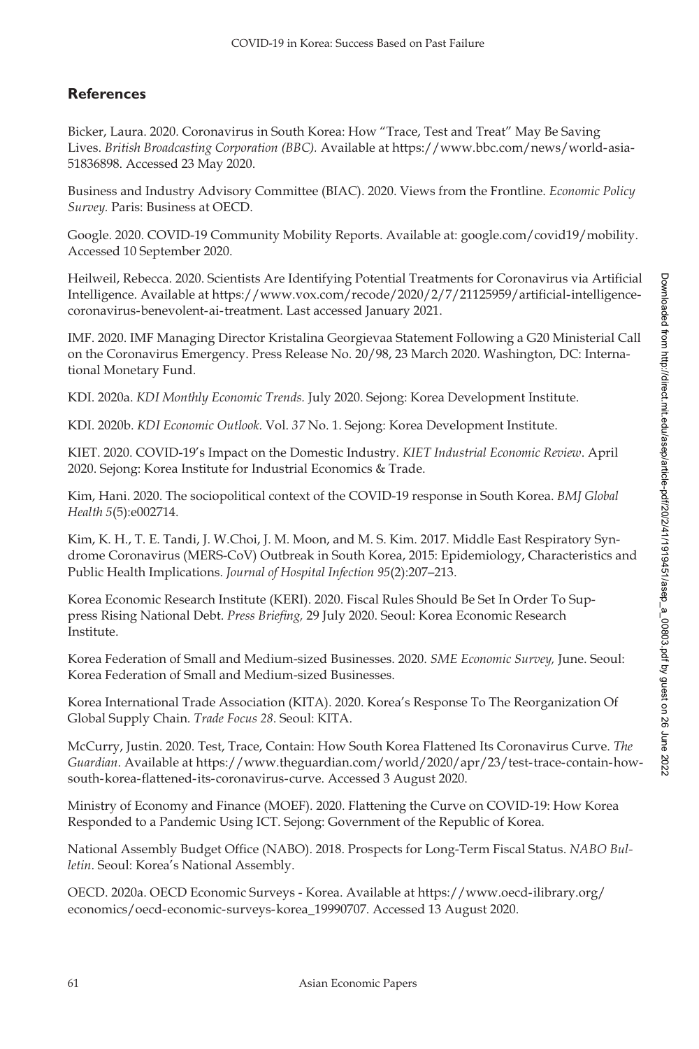## References

Bicker, Laura. 2020. Coronavirus in South Korea: How "Trace, Test and Treat" May Be Saving Lives. *British Broadcasting Corporation (BBC).* Available at https://www.bbc.com/news/world-asia-51836898. Accessed 23 May 2020.

Business and Industry Advisory Committee (BIAC). 2020. Views from the Frontline. *Economic Policy Survey.* Paris: Business at OECD.

Google. 2020. COVID-19 Community Mobility Reports. Available at: google.com/covid19/mobility. Accessed 10 September 2020.

Heilweil, Rebecca. 2020. Scientists Are Identifying Potential Treatments for Coronavirus via Artificial Intelligence. Available at https://www.vox.com/recode/2020/2/7/21125959/artificial-intelligence-coronavirus-benevolent-ai-treatment. Last accessed January 2021.

IMF. 2020. IMF Managing Director Kristalina Georgievaa Statement Following a G20 Ministerial Call on the Coronavirus Emergency. Press Release No. 20/98, 23 March 2020. Washington, DC: International Monetary Fund.

KDI. 2020a. *KDI Monthly Economic Trends.* July 2020. Sejong: Korea Development Institute.

KDI. 2020b. *KDI Economic Outlook.* Vol. *37* No. 1. Sejong: Korea Development Institute.

KIET. 2020. COVID-19's Impact on the Domestic Industry. *KIET Industrial Economic Review*. April 2020. Sejong: Korea Institute for Industrial Economics & Trade.

Kim, Hani. 2020. The sociopolitical context of the COVID-19 response in South Korea. *BMJ Global Health 5*(5):e002714.

Kim, K. H., T. E. Tandi, J. W.Choi, J. M. Moon, and M. S. Kim. 2017. Middle East Respiratory Syndrome Coronavirus (MERS-CoV) Outbreak in South Korea, 2015: Epidemiology, Characteristics and Public Health Implications. *Journal of Hospital Infection 95*(2):207–213.

Korea Economic Research Institute (KERI). 2020. Fiscal Rules Should Be Set In Order To Suppress Rising National Debt. *Press Briefing,* 29 July 2020. Seoul: Korea Economic Research Institute.

Korea Federation of Small and Medium-sized Businesses. 2020. *SME Economic Survey,* June. Seoul: Korea Federation of Small and Medium-sized Businesses.

Korea International Trade Association (KITA). 2020. Korea's Response To The Reorganization Of Global Supply Chain. *Trade Focus 28*. Seoul: KITA.

McCurry, Justin. 2020. Test, Trace, Contain: How South Korea Flattened Its Coronavirus Curve. *The Guardian*. Available at https://www.theguardian.com/world/2020/apr/23/test-trace-contain-how-south-korea-flattened-its-coronavirus-curve. Accessed 3 August 2020.

Ministry of Economy and Finance (MOEF). 2020. Flattening the Curve on COVID-19: How Korea Responded to a Pandemic Using ICT. Sejong: Government of the Republic of Korea.

National Assembly Budget Office (NABO). 2018. Prospects for Long-Term Fiscal Status. *NABO Bulletin*. Seoul: Korea's National Assembly.

OECD. 2020a. OECD Economic Surveys - Korea. Available at https://www.oecd-ilibrary.org/economics/oecd-economic-surveys-korea_19990707. Accessed 13 August 2020.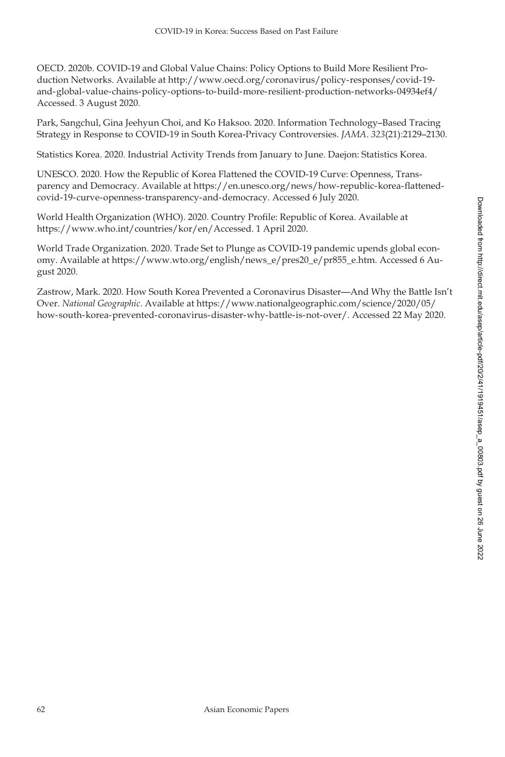OECD. 2020b. COVID-19 and Global Value Chains: Policy Options to Build More Resilient Production Networks. Available at http://www.oecd.org/coronavirus/policy-responses/covid-19-and-global-value-chains-policy-options-to-build-more-resilient-production-networks-04934ef4/ Accessed. 3 August 2020.

Park, Sangchul, Gina Jeehyun Choi, and Ko Haksoo. 2020. Information Technology–Based Tracing Strategy in Response to COVID-19 in South Korea-Privacy Controversies. *JAMA*. *323*(21):2129–2130.

Statistics Korea. 2020. Industrial Activity Trends from January to June. Daejon: Statistics Korea.

UNESCO. 2020. How the Republic of Korea Flattened the COVID-19 Curve: Openness, Transparency and Democracy. Available at https://en.unesco.org/news/how-republic-korea-flattened-covid-19-curve-openness-transparency-and-democracy. Accessed 6 July 2020.

World Health Organization (WHO). 2020. Country Profile: Republic of Korea. Available at https://www.who.int/countries/kor/en/Accessed. 1 April 2020.

World Trade Organization. 2020. Trade Set to Plunge as COVID-19 pandemic upends global economy. Available at https://www.wto.org/english/news_e/pres20_e/pr855_e.htm. Accessed 6 August 2020.

Zastrow, Mark. 2020. How South Korea Prevented a Coronavirus Disaster—And Why the Battle Isn't Over. *National Geographic*. Available at https://www.nationalgeographic.com/science/2020/05/how-south-korea-prevented-coronavirus-disaster-why-battle-is-not-over/. Accessed 22 May 2020.